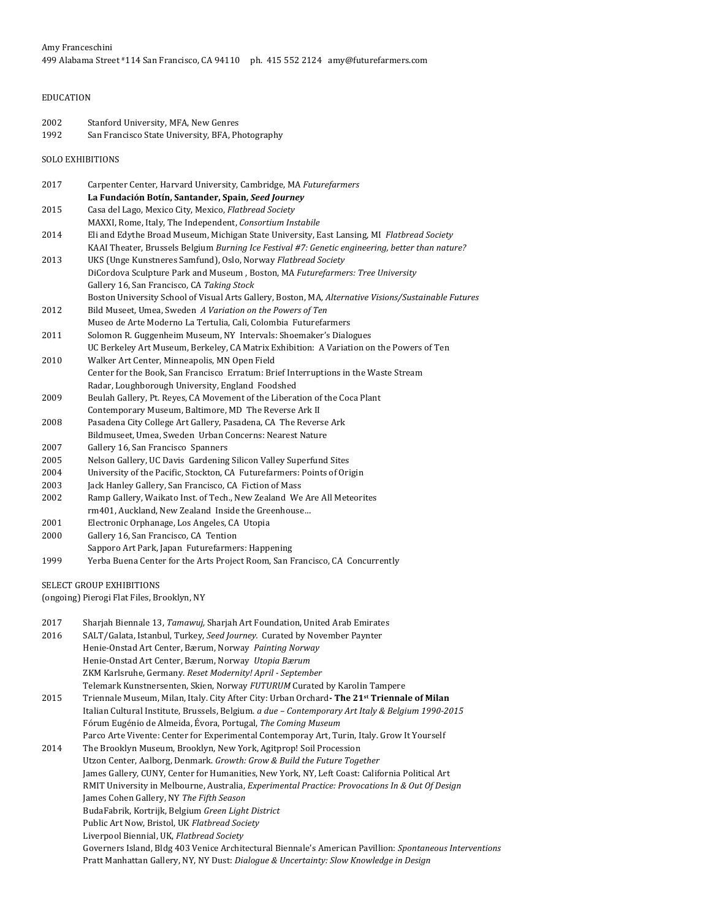Amy Franceschini
499 Alabama Street #114 San Francisco, CA 94110 ph. 415 552 2124 amy@futurefarmers.com

## EDUCATION

2002 Stanford University, MFA, New Genres
1992 San Francisco State University, BFA, Photography

## SOLO EXHIBITIONS

2017 Carpenter Center, Harvard University, Cambridge, MA *Futurefarmers*
**La Fundación Botín, Santander, Spain, *Seed Journey***
2015 Casa del Lago, Mexico City, Mexico, *Flatbread Society*
MAXXI, Rome, Italy, The Independent, *Consortium Instabile*
2014 Eli and Edythe Broad Museum, Michigan State University, East Lansing, MI *Flatbread Society*
KAAI Theater, Brussels Belgium *Burning Ice Festival #7: Genetic engineering, better than nature?*
2013 UKS (Unge Kunstneres Samfund), Oslo, Norway *Flatbread Society*
DiCordova Sculpture Park and Museum , Boston, MA *Futurefarmers: Tree University*
Gallery 16, San Francisco, CA *Taking Stock*
Boston University School of Visual Arts Gallery, Boston, MA, *Alternative Visions/Sustainable Futures*
2012 Bild Museet, Umea, Sweden *A Variation on the Powers of Ten*
Museo de Arte Moderno La Tertulia, Cali, Colombia Futurefarmers
2011 Solomon R. Guggenheim Museum, NY Intervals: Shoemaker's Dialogues
UC Berkeley Art Museum, Berkeley, CA Matrix Exhibition: A Variation on the Powers of Ten
2010 Walker Art Center, Minneapolis, MN Open Field
Center for the Book, San Francisco Erratum: Brief Interruptions in the Waste Stream
Radar, Loughborough University, England Foodshed
2009 Beulah Gallery, Pt. Reyes, CA Movement of the Liberation of the Coca Plant
Contemporary Museum, Baltimore, MD The Reverse Ark II
2008 Pasadena City College Art Gallery, Pasadena, CA The Reverse Ark
Bildmuseet, Umea, Sweden Urban Concerns: Nearest Nature
2007 Gallery 16, San Francisco Spanners
2005 Nelson Gallery, UC Davis Gardening Silicon Valley Superfund Sites
2004 University of the Pacific, Stockton, CA Futurefarmers: Points of Origin
2003 Jack Hanley Gallery, San Francisco, CA Fiction of Mass
2002 Ramp Gallery, Waikato Inst. of Tech., New Zealand We Are All Meteorites
rm401, Auckland, New Zealand Inside the Greenhouse…
2001 Electronic Orphanage, Los Angeles, CA Utopia
2000 Gallery 16, San Francisco, CA Tention
Sapporo Art Park, Japan Futurefarmers: Happening
1999 Yerba Buena Center for the Arts Project Room, San Francisco, CA Concurrently

## SELECT GROUP EXHIBITIONS

(ongoing) Pierogi Flat Files, Brooklyn, NY

2017 Sharjah Biennale 13, *Tamawuj*, Sharjah Art Foundation, United Arab Emirates
2016 SALT/Galata, Istanbul, Turkey, *Seed Journey*. Curated by November Paynter
Henie-Onstad Art Center, Bærum, Norway *Painting Norway*
Henie-Onstad Art Center, Bærum, Norway *Utopia Bærum*
ZKM Karlsruhe, Germany. *Reset Modernity! April - September*
Telemark Kunstnersenten, Skien, Norway *FUTURUM* Curated by Karolin Tampere
2015 Triennale Museum, Milan, Italy. City After City: Urban Orchard **- The 21st Triennale of Milan**
Italian Cultural Institute, Brussels, Belgium. *a due – Contemporary Art Italy & Belgium 1990-2015*
Fórum Eugénio de Almeida, Évora, Portugal, *The Coming Museum*
Parco Arte Vivente: Center for Experimental Contemporay Art, Turin, Italy. Grow It Yourself
2014 The Brooklyn Museum, Brooklyn, New York, Agitprop! Soil Procession
Utzon Center, Aalborg, Denmark. *Growth: Grow & Build the Future Together*
James Gallery, CUNY, Center for Humanities, New York, NY, Left Coast: California Political Art
RMIT University in Melbourne, Australia, *Experimental Practice: Provocations In & Out Of Design*
James Cohen Gallery, NY *The Fifth Season*
BudaFabrik, Kortrijk, Belgium *Green Light District*
Public Art Now, Bristol, UK *Flatbread Society*
Liverpool Biennial, UK, *Flatbread Society*
Governers Island, Bldg 403 Venice Architectural Biennale's American Pavillion: *Spontaneous Interventions*
Pratt Manhattan Gallery, NY, NY Dust: *Dialogue & Uncertainty: Slow Knowledge in Design*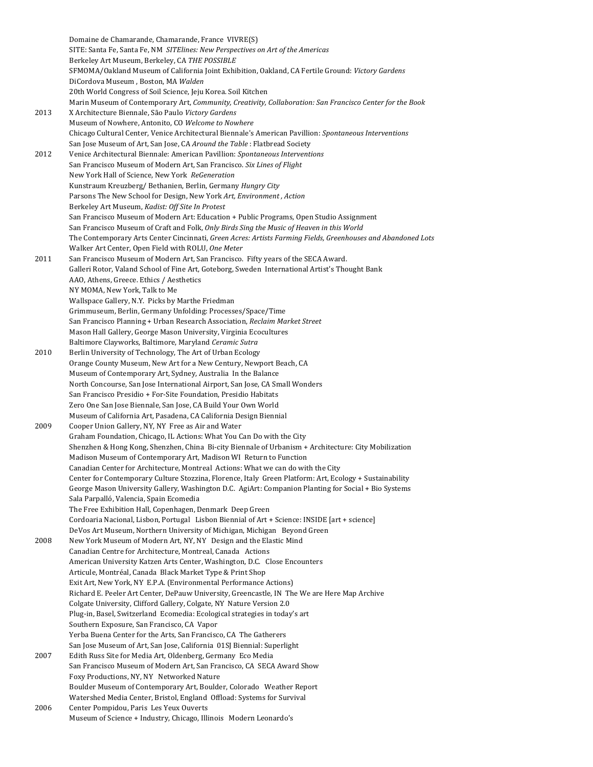Domaine de Chamarande, Chamarande, France VIVRE(S)
SITE: Santa Fe, Santa Fe, NM *SITElines: New Perspectives on Art of the Americas*
Berkeley Art Museum, Berkeley, CA *THE POSSIBLE*
SFMOMA/Oakland Museum of California Joint Exhibition, Oakland, CA Fertile Ground: *Victory Gardens*
DiCordova Museum , Boston, MA *Walden*
20th World Congress of Soil Science, Jeju Korea. Soil Kitchen
Marin Museum of Contemporary Art, *Community, Creativity, Collaboration: San Francisco Center for the Book*

2013 X Architecture Biennale, São Paulo *Victory Gardens*
Museum of Nowhere, Antonito, CO *Welcome to Nowhere*
Chicago Cultural Center, Venice Architectural Biennale's American Pavillion: *Spontaneous Interventions*
San Jose Museum of Art, San Jose, CA *Around the Table* : Flatbread Society

2012 Venice Architectural Biennale: American Pavillion: *Spontaneous Interventions*
San Francisco Museum of Modern Art, San Francisco. *Six Lines of Flight*
New York Hall of Science, New York *ReGeneration*
Kunstraum Kreuzberg/ Bethanien, Berlin, Germany *Hungry City*
Parsons The New School for Design, New York *Art, Environment , Action*
Berkeley Art Museum, *Kadist: Off Site In Protest*
San Francisco Museum of Modern Art: Education + Public Programs, Open Studio Assignment
San Francisco Museum of Craft and Folk, *Only Birds Sing the Music of Heaven in this World*
The Contemporary Arts Center Cincinnati, *Green Acres: Artists Farming Fields, Greenhouses and Abandoned Lots*
Walker Art Center, Open Field with ROLU, *One Meter*

2011 San Francisco Museum of Modern Art, San Francisco. Fifty years of the SECA Award.
Galleri Rotor, Valand School of Fine Art, Goteborg, Sweden International Artist's Thought Bank
AAO, Athens, Greece. Ethics / Aesthetics
NY MOMA, New York, Talk to Me
Wallspace Gallery, N.Y. Picks by Marthe Friedman
Grimmuseum, Berlin, Germany Unfolding: Processes/Space/Time
San Francisco Planning + Urban Research Association, *Reclaim Market Street*
Mason Hall Gallery, George Mason University, Virginia Ecocultures
Baltimore Clayworks, Baltimore, Maryland *Ceramic Sutra*

2010 Berlin University of Technology, The Art of Urban Ecology
Orange County Museum, New Art for a New Century, Newport Beach, CA
Museum of Contemporary Art, Sydney, Australia In the Balance
North Concourse, San Jose International Airport, San Jose, CA Small Wonders
San Francisco Presidio + For-Site Foundation, Presidio Habitats
Zero One San Jose Biennale, San Jose, CA Build Your Own World
Museum of California Art, Pasadena, CA California Design Biennial

2009 Cooper Union Gallery, NY, NY Free as Air and Water
Graham Foundation, Chicago, IL Actions: What You Can Do with the City
Shenzhen & Hong Kong, Shenzhen, China Bi-city Biennale of Urbanism + Architecture: City Mobilization
Madison Museum of Contemporary Art, Madison WI Return to Function
Canadian Center for Architecture, Montreal Actions: What we can do with the City
Center for Contemporary Culture Stozzina, Florence, Italy Green Platform: Art, Ecology + Sustainability
George Mason University Gallery, Washington D.C. AgiArt: Companion Planting for Social + Bio Systems
Sala Parpalló, Valencia, Spain Ecomedia
The Free Exhibition Hall, Copenhagen, Denmark Deep Green
Cordoaria Nacional, Lisbon, Portugal Lisbon Biennial of Art + Science: INSIDE [art + science]
DeVos Art Museum, Northern University of Michigan, Michigan Beyond Green

2008 New York Museum of Modern Art, NY, NY Design and the Elastic Mind
Canadian Centre for Architecture, Montreal, Canada Actions
American University Katzen Arts Center, Washington, D.C. Close Encounters
Articule, Montréal, Canada Black Market Type & Print Shop
Exit Art, New York, NY E.P.A. (Environmental Performance Actions)
Richard E. Peeler Art Center, DePauw University, Greencastle, IN The We are Here Map Archive
Colgate University, Clifford Gallery, Colgate, NY Nature Version 2.0
Plug-in, Basel, Switzerland Ecomedia: Ecological strategies in today's art
Southern Exposure, San Francisco, CA Vapor
Yerba Buena Center for the Arts, San Francisco, CA The Gatherers
San Jose Museum of Art, San Jose, California 01SJ Biennial: Superlight

2007 Edith Russ Site for Media Art, Oldenberg, Germany Eco Media
San Francisco Museum of Modern Art, San Francisco, CA SECA Award Show
Foxy Productions, NY, NY Networked Nature
Boulder Museum of Contemporary Art, Boulder, Colorado Weather Report
Watershed Media Center, Bristol, England Offload: Systems for Survival

2006 Center Pompidou, Paris Les Yeux Ouverts
Museum of Science + Industry, Chicago, Illinois Modern Leonardo's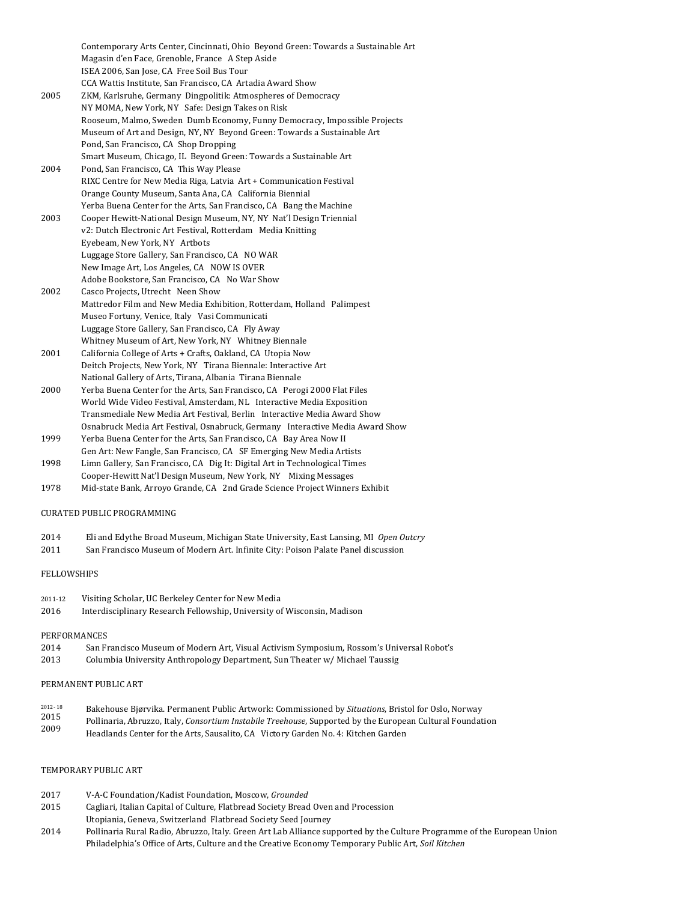| | |
|---|---|
| | Contemporary Arts Center, Cincinnati, Ohio  Beyond Green: Towards a Sustainable Art |
| | Magasin d'en Face, Grenoble, France  A Step Aside |
| | ISEA 2006, San Jose, CA  Free Soil Bus Tour |
| | CCA Wattis Institute, San Francisco, CA  Artadia Award Show |
| 2005 | ZKM, Karlsruhe, Germany  Dingpolitik: Atmospheres of Democracy |
| | NY MOMA, New York, NY  Safe: Design Takes on Risk |
| | Rooseum, Malmo, Sweden  Dumb Economy, Funny Democracy, Impossible Projects |
| | Museum of Art and Design, NY, NY  Beyond Green: Towards a Sustainable Art |
| | Pond, San Francisco, CA  Shop Dropping |
| | Smart Museum, Chicago, IL  Beyond Green: Towards a Sustainable Art |
| 2004 | Pond, San Francisco, CA  This Way Please |
| | RIXC Centre for New Media Riga, Latvia  Art + Communication Festival |
| | Orange County Museum, Santa Ana, CA  California Biennial |
| | Yerba Buena Center for the Arts, San Francisco, CA  Bang the Machine |
| 2003 | Cooper Hewitt-National Design Museum, NY, NY  Nat'l Design Triennial |
| | v2: Dutch Electronic Art Festival, Rotterdam  Media Knitting |
| | Eyebeam, New York, NY  Artbots |
| | Luggage Store Gallery, San Francisco, CA  NO WAR |
| | New Image Art, Los Angeles, CA  NOW IS OVER |
| | Adobe Bookstore, San Francisco, CA  No War Show |
| 2002 | Casco Projects, Utrecht  Neen Show |
| | Mattredor Film and New Media Exhibition, Rotterdam, Holland  Palimpest |
| | Museo Fortuny, Venice, Italy  Vasi Communicati |
| | Luggage Store Gallery, San Francisco, CA  Fly Away |
| | Whitney Museum of Art, New York, NY  Whitney Biennale |
| 2001 | California College of Arts + Crafts, Oakland, CA  Utopia Now |
| | Deitch Projects, New York, NY  Tirana Biennale: Interactive Art |
| | National Gallery of Arts, Tirana, Albania  Tirana Biennale |
| 2000 | Yerba Buena Center for the Arts, San Francisco, CA  Perogi 2000 Flat Files |
| | World Wide Video Festival, Amsterdam, NL  Interactive Media Exposition |
| | Transmediale New Media Art Festival, Berlin  Interactive Media Award Show |
| | Osnabruck Media Art Festival, Osnabruck, Germany  Interactive Media Award Show |
| 1999 | Yerba Buena Center for the Arts, San Francisco, CA  Bay Area Now II |
| | Gen Art: New Fangle, San Francisco, CA  SF Emerging New Media Artists |
| 1998 | Limn Gallery, San Francisco, CA  Dig It: Digital Art in Technological Times |
| | Cooper-Hewitt Nat'l Design Museum, New York, NY  Mixing Messages |
| 1978 | Mid-state Bank, Arroyo Grande, CA  2nd Grade Science Project Winners Exhibit |

CURATED PUBLIC PROGRAMMING

| | |
|---|---|
| 2014 | Eli and Edythe Broad Museum, Michigan State University, East Lansing, MI  *Open Outcry* |
| 2011 | San Francisco Museum of Modern Art. Infinite City: Poison Palate Panel discussion |

FELLOWSHIPS

| | |
|---|---|
| 2011-12 | Visiting Scholar, UC Berkeley Center for New Media |
| 2016 | Interdisciplinary Research Fellowship, University of Wisconsin, Madison |

PERFORMANCES

| | |
|---|---|
| 2014 | San Francisco Museum of Modern Art, Visual Activism Symposium, Rossom's Universal Robot's |
| 2013 | Columbia University Anthropology Department, Sun Theater w/ Michael Taussig |

PERMANENT PUBLIC ART

| | |
|---|---|
| 2012-18 | Bakehouse Bjørvika. Permanent Public Artwork: Commissioned by *Situations*, Bristol for Oslo, Norway |
| 2015 | Pollinaria, Abruzzo, Italy, *Consortium Instabile Treehouse*, Supported by the European Cultural Foundation |
| 2009 | Headlands Center for the Arts, Sausalito, CA  Victory Garden No. 4: Kitchen Garden |

TEMPORARY PUBLIC ART

| | |
|---|---|
| 2017 | V-A-C Foundation/Kadist Foundation, Moscow, *Grounded* |
| 2015 | Cagliari, Italian Capital of Culture, Flatbread Society Bread Oven and Procession |
| | Utopiania, Geneva, Switzerland  Flatbread Society Seed Journey |
| 2014 | Pollinaria Rural Radio, Abruzzo, Italy. Green Art Lab Alliance supported by the Culture Programme of the European Union |
| | Philadelphia's Office of Arts, Culture and the Creative Economy Temporary Public Art, *Soil Kitchen* |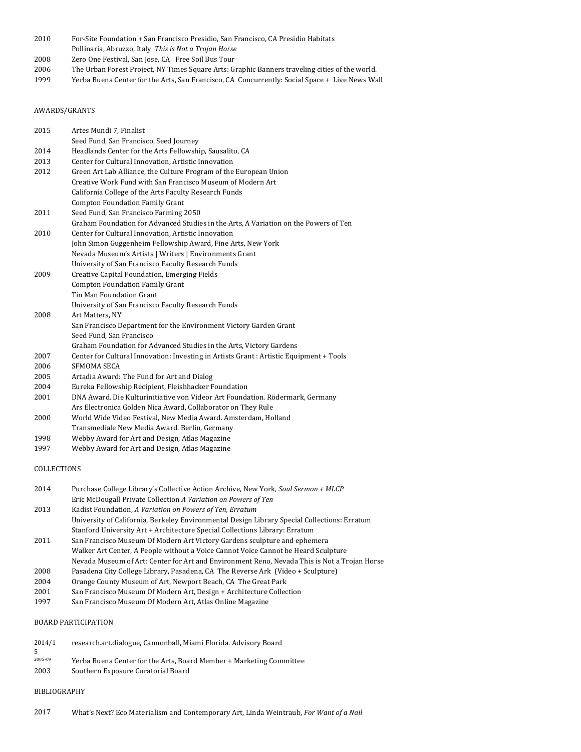2010 For-Site Foundation + San Francisco Presidio, San Francisco, CA Presidio Habitats
Pollinaria, Abruzzo, Italy *This is Not a Trojan Horse*
2008 Zero One Festival, San Jose, CA Free Soil Bus Tour
2006 The Urban Forest Project, NY Times Square Arts: Graphic Banners traveling cities of the world.
1999 Yerba Buena Center for the Arts, San Francisco, CA Concurrently: Social Space + Live News Wall

AWARDS/GRANTS

2015 Artes Mundi 7, Finalist
Seed Fund, San Francisco, Seed Journey
2014 Headlands Center for the Arts Fellowship, Sausalito, CA
2013 Center for Cultural Innovation, Artistic Innovation
2012 Green Art Lab Alliance, the Culture Program of the European Union
Creative Work Fund with San Francisco Museum of Modern Art
California College of the Arts Faculty Research Funds
Compton Foundation Family Grant
2011 Seed Fund, San Francisco Farming 2050
Graham Foundation for Advanced Studies in the Arts, A Variation on the Powers of Ten
2010 Center for Cultural Innovation, Artistic Innovation
John Simon Guggenheim Fellowship Award, Fine Arts, New York
Nevada Museum's Artists | Writers | Environments Grant
University of San Francisco Faculty Research Funds
2009 Creative Capital Foundation, Emerging Fields
Compton Foundation Family Grant
Tin Man Foundation Grant
University of San Francisco Faculty Research Funds
2008 Art Matters, NY
San Francisco Department for the Environment Victory Garden Grant
Seed Fund, San Francisco
Graham Foundation for Advanced Studies in the Arts, Victory Gardens
2007 Center for Cultural Innovation: Investing in Artists Grant : Artistic Equipment + Tools
2006 SFMOMA SECA
2005 Artadia Award: The Fund for Art and Dialog
2004 Eureka Fellowship Recipient, Fleishhacker Foundation
2001 DNA Award. Die Kulturinitiative von Videor Art Foundation. Rödermark, Germany
Ars Electronica Golden Nica Award, Collaborator on They Rule
2000 World Wide Video Festival, New Media Award. Amsterdam, Holland
Transmediale New Media Award. Berlin, Germany
1998 Webby Award for Art and Design, Atlas Magazine
1997 Webby Award for Art and Design, Atlas Magazine

COLLECTIONS

2014 Purchase College Library's Collective Action Archive, New York, *Soul Sermon + MLCP*
Eric McDougall Private Collection *A Variation on Powers of Ten*
2013 Kadist Foundation, *A Variation on Powers of Ten, Erratum*
University of California, Berkeley Environmental Design Library Special Collections: Erratum
Stanford University Art + Architecture Special Collections Library: Erratum
2011 San Francisco Museum Of Modern Art Victory Gardens sculpture and ephemera
Walker Art Center, A People without a Voice Cannot Voice Cannot be Heard Sculpture
Nevada Museum of Art: Center for Art and Environment Reno, Nevada This is Not a Trojan Horse
2008 Pasadena City College Library, Pasadena, CA The Reverse Ark (Video + Sculpture)
2004 Orange County Museum of Art, Newport Beach, CA The Great Park
2001 San Francisco Museum Of Modern Art, Design + Architecture Collection
1997 San Francisco Museum Of Modern Art, Atlas Online Magazine

BOARD PARTICIPATION

2014/15 research.art.dialogue, Cannonball, Miami Florida. Advisory Board
2005-09 Yerba Buena Center for the Arts, Board Member + Marketing Committee
2003 Southern Exposure Curatorial Board

BIBLIOGRAPHY

2017 What's Next? Eco Materialism and Contemporary Art, Linda Weintraub, *For Want of a Nail*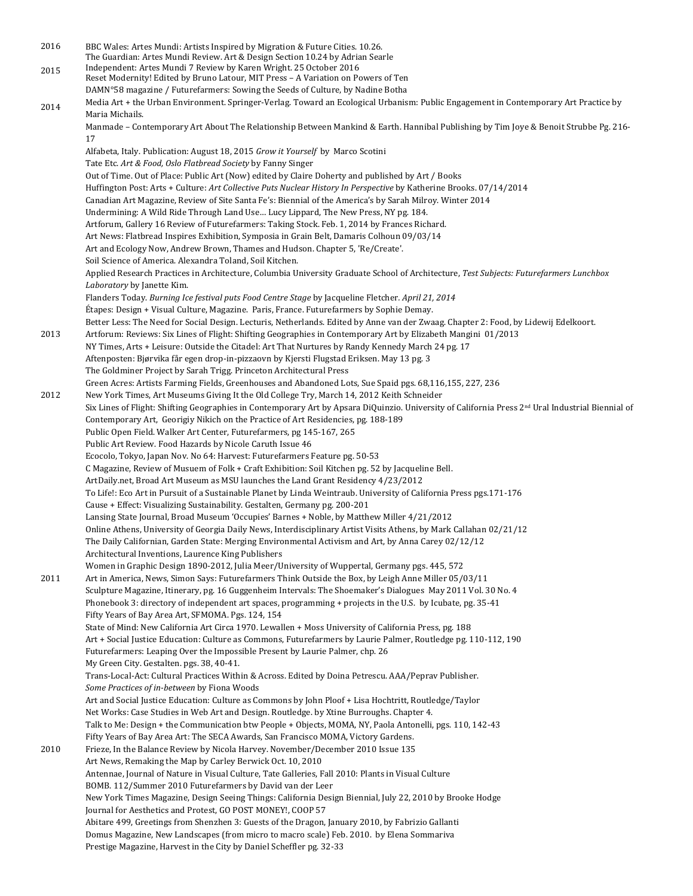2016 BBC Wales: Artes Mundi: Artists Inspired by Migration & Future Cities. 10.26.
The Guardian: Artes Mundi Review. Art & Design Section 10.24 by Adrian Searle

2015 Independent: Artes Mundi 7 Review by Karen Wright. 25 October 2016
Reset Modernity! Edited by Bruno Latour, MIT Press – A Variation on Powers of Ten
DAMN°58 magazine / Futurefarmers: Sowing the Seeds of Culture, by Nadine Botha

2014 Media Art + the Urban Environment. Springer-Verlag. Toward an Ecological Urbanism: Public Engagement in Contemporary Art Practice by Maria Michails.
Manmade – Contemporary Art About The Relationship Between Mankind & Earth. Hannibal Publishing by Tim Joye & Benoit Strubbe Pg. 216-17
Alfabeta, Italy. Publication: August 18, 2015 *Grow it Yourself* by Marco Scotini
Tate Etc. *Art & Food, Oslo Flatbread Society* by Fanny Singer
Out of Time. Out of Place: Public Art (Now) edited by Claire Doherty and published by Art / Books
Huffington Post: Arts + Culture: *Art Collective Puts Nuclear History In Perspective* by Katherine Brooks. 07/14/2014
Canadian Art Magazine, Review of Site Santa Fe's: Biennial of the America's by Sarah Milroy. Winter 2014
Undermining: A Wild Ride Through Land Use… Lucy Lippard, The New Press, NY pg. 184.
Artforum, Gallery 16 Review of Futurefarmers: Taking Stock. Feb. 1, 2014 by Frances Richard.
Art News: Flatbread Inspires Exhibition, Symposia in Grain Belt, Damaris Colhoun 09/03/14
Art and Ecology Now, Andrew Brown, Thames and Hudson. Chapter 5, 'Re/Create'.
Soil Science of America. Alexandra Toland, Soil Kitchen.
Applied Research Practices in Architecture, Columbia University Graduate School of Architecture, *Test Subjects: Futurefarmers Lunchbox Laboratory* by Janette Kim.
Flanders Today. *Burning Ice festival puts Food Centre Stage* by Jacqueline Fletcher. *April 21, 2014*
Étapes: Design + Visual Culture, Magazine. Paris, France. Futurefarmers by Sophie Demay.
Better Less: The Need for Social Design. Lecturis, Netherlands. Edited by Anne van der Zwaag. Chapter 2: Food, by Lidewij Edelkoort.

2013 Artforum: Reviews: Six Lines of Flight: Shifting Geographies in Contemporary Art by Elizabeth Mangini 01/2013
NY Times, Arts + Leisure: Outside the Citadel: Art That Nurtures by Randy Kennedy March 24 pg. 17
Aftenposten: Bjørvika får egen drop-in-pizzaovn by Kjersti Flugstad Eriksen. May 13 pg. 3
The Goldminer Project by Sarah Trigg. Princeton Architectural Press
Green Acres: Artists Farming Fields, Greenhouses and Abandoned Lots, Sue Spaid pgs. 68,116,155, 227, 236

2012 New York Times, Art Museums Giving It the Old College Try, March 14, 2012 Keith Schneider
Six Lines of Flight: Shifting Geographies in Contemporary Art by Apsara DiQuinzio. University of California Press 2nd Ural Industrial Biennial of Contemporary Art, Georigiy Nikich on the Practice of Art Residencies, pg. 188-189
Public Open Field. Walker Art Center, Futurefarmers, pg 145-167, 265
Public Art Review. Food Hazards by Nicole Caruth Issue 46
Ecocolo, Tokyo, Japan Nov. No 64: Harvest: Futurefarmers Feature pg. 50-53
C Magazine, Review of Musuem of Folk + Craft Exhibition: Soil Kitchen pg. 52 by Jacqueline Bell.
ArtDaily.net, Broad Art Museum as MSU launches the Land Grant Residency 4/23/2012
To Life!: Eco Art in Pursuit of a Sustainable Planet by Linda Weintraub. University of California Press pgs.171-176
Cause + Effect: Visualizing Sustainability. Gestalten, Germany pg. 200-201
Lansing State Journal, Broad Museum 'Occupies' Barnes + Noble, by Matthew Miller 4/21/2012
Online Athens, University of Georgia Daily News, Interdisciplinary Artist Visits Athens, by Mark Callahan 02/21/12
The Daily Californian, Garden State: Merging Environmental Activism and Art, by Anna Carey 02/12/12
Architectural Inventions, Laurence King Publishers
Women in Graphic Design 1890-2012, Julia Meer/University of Wuppertal, Germany pgs. 445, 572

2011 Art in America, News, Simon Says: Futurefarmers Think Outside the Box, by Leigh Anne Miller 05/03/11
Sculpture Magazine, Itinerary, pg. 16 Guggenheim Intervals: The Shoemaker's Dialogues May 2011 Vol. 30 No. 4
Phonebook 3: directory of independent art spaces, programming + projects in the U.S. by Icubate, pg. 35-41
Fifty Years of Bay Area Art, SFMOMA. Pgs. 124, 154
State of Mind: New California Art Circa 1970. Lewallen + Moss University of California Press, pg. 188
Art + Social Justice Education: Culture as Commons, Futurefarmers by Laurie Palmer, Routledge pg. 110-112, 190
Futurefarmers: Leaping Over the Impossible Present by Laurie Palmer, chp. 26
My Green City. Gestalten. pgs. 38, 40-41.
Trans-Local-Act: Cultural Practices Within & Across. Edited by Doina Petrescu. AAA/Peprav Publisher.
*Some Practices of in-between* by Fiona Woods
Art and Social Justice Education: Culture as Commons by John Ploof + Lisa Hochtritt, Routledge/Taylor
Net Works: Case Studies in Web Art and Design. Routledge. by Xtine Burroughs. Chapter 4.
Talk to Me: Design + the Communication btw People + Objects, MOMA, NY, Paola Antonelli, pgs. 110, 142-43
Fifty Years of Bay Area Art: The SECA Awards, San Francisco MOMA, Victory Gardens.

2010 Frieze, In the Balance Review by Nicola Harvey. November/December 2010 Issue 135
Art News, Remaking the Map by Carley Berwick Oct. 10, 2010
Antennae, Journal of Nature in Visual Culture, Tate Galleries, Fall 2010: Plants in Visual Culture
BOMB. 112/Summer 2010 Futurefarmers by David van der Leer
New York Times Magazine, Design Seeing Things: California Design Biennial, July 22, 2010 by Brooke Hodge
Journal for Aesthetics and Protest, GO POST MONEY!, COOP 57
Abitare 499, Greetings from Shenzhen 3: Guests of the Dragon, January 2010, by Fabrizio Gallanti
Domus Magazine, New Landscapes (from micro to macro scale) Feb. 2010. by Elena Sommariva
Prestige Magazine, Harvest in the City by Daniel Scheffler pg. 32-33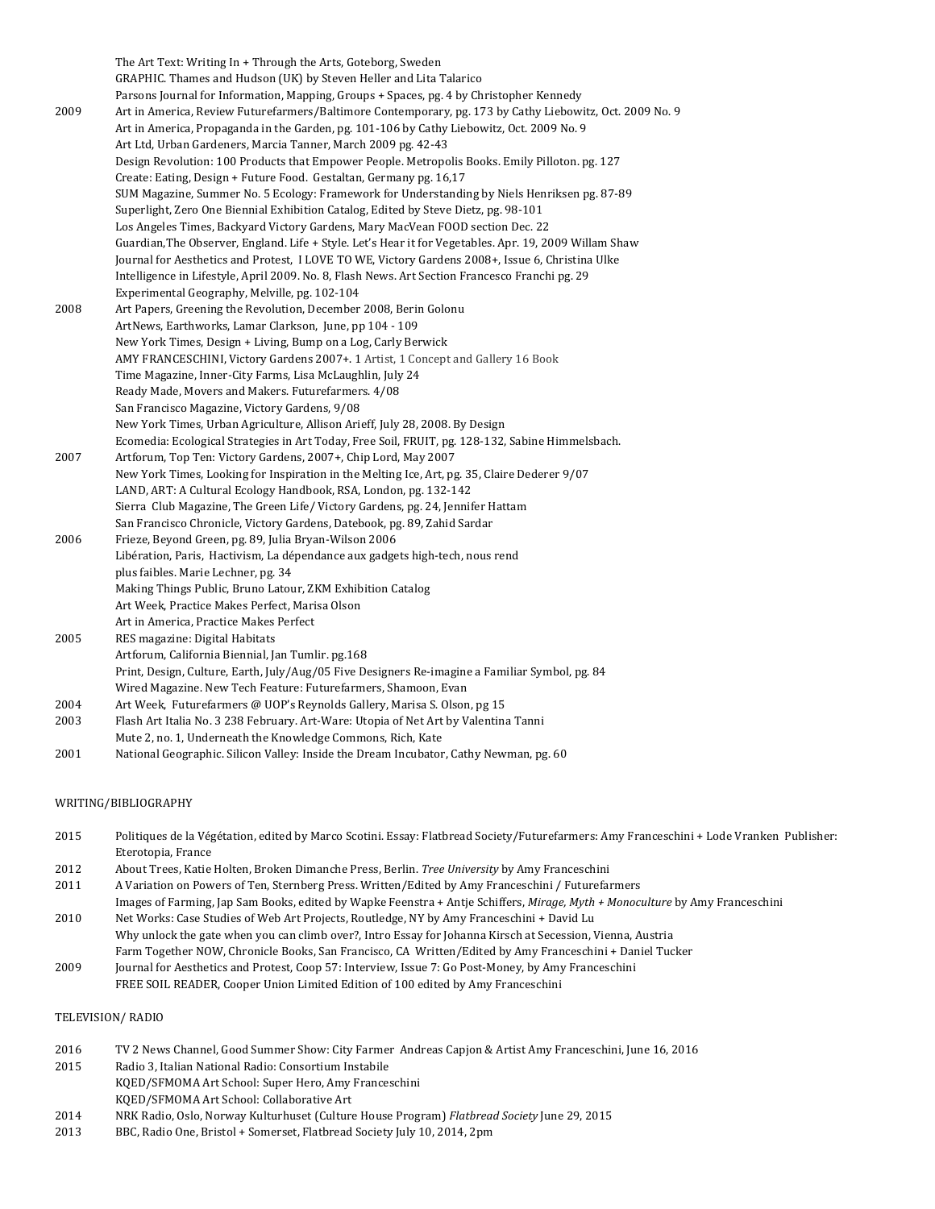| | |
|---|---|
| | The Art Text: Writing In + Through the Arts, Goteborg, Sweden |
| | GRAPHIC. Thames and Hudson (UK) by Steven Heller and Lita Talarico |
| | Parsons Journal for Information, Mapping, Groups + Spaces, pg. 4 by Christopher Kennedy |
| 2009 | Art in America, Review Futurefarmers/Baltimore Contemporary, pg. 173 by Cathy Liebowitz, Oct. 2009 No. 9 |
| | Art in America, Propaganda in the Garden, pg. 101-106 by Cathy Liebowitz, Oct. 2009 No. 9 |
| | Art Ltd, Urban Gardeners, Marcia Tanner, March 2009 pg. 42-43 |
| | Design Revolution: 100 Products that Empower People. Metropolis Books. Emily Pilloton. pg. 127 |
| | Create: Eating, Design + Future Food. Gestaltan, Germany pg. 16,17 |
| | SUM Magazine, Summer No. 5 Ecology: Framework for Understanding by Niels Henriksen pg. 87-89 |
| | Superlight, Zero One Biennial Exhibition Catalog, Edited by Steve Dietz, pg. 98-101 |
| | Los Angeles Times, Backyard Victory Gardens, Mary MacVean FOOD section Dec. 22 |
| | Guardian,The Observer, England. Life + Style. Let's Hear it for Vegetables. Apr. 19, 2009 Willam Shaw |
| | Journal for Aesthetics and Protest, I LOVE TO WE, Victory Gardens 2008+, Issue 6, Christina Ulke |
| | Intelligence in Lifestyle, April 2009. No. 8, Flash News. Art Section Francesco Franchi pg. 29 |
| | Experimental Geography, Melville, pg. 102-104 |
| 2008 | Art Papers, Greening the Revolution, December 2008, Berin Golonu |
| | ArtNews, Earthworks, Lamar Clarkson, June, pp 104 - 109 |
| | New York Times, Design + Living, Bump on a Log, Carly Berwick |
| | AMY FRANCESCHINI, Victory Gardens 2007+. 1 Artist, 1 Concept and Gallery 16 Book |
| | Time Magazine, Inner-City Farms, Lisa McLaughlin, July 24 |
| | Ready Made, Movers and Makers. Futurefarmers. 4/08 |
| | San Francisco Magazine, Victory Gardens, 9/08 |
| | New York Times, Urban Agriculture, Allison Arieff, July 28, 2008. By Design |
| | Ecomedia: Ecological Strategies in Art Today, Free Soil, FRUIT, pg. 128-132, Sabine Himmelsbach. |
| 2007 | Artforum, Top Ten: Victory Gardens, 2007+, Chip Lord, May 2007 |
| | New York Times, Looking for Inspiration in the Melting Ice, Art, pg. 35, Claire Dederer 9/07 |
| | LAND, ART: A Cultural Ecology Handbook, RSA, London, pg. 132-142 |
| | Sierra Club Magazine, The Green Life/ Victory Gardens, pg. 24, Jennifer Hattam |
| | San Francisco Chronicle, Victory Gardens, Datebook, pg. 89, Zahid Sardar |
| 2006 | Frieze, Beyond Green, pg. 89, Julia Bryan-Wilson 2006 |
| | Libération, Paris, Hactivism, La dépendance aux gadgets high-tech, nous rend plus faibles. Marie Lechner, pg. 34 |
| | Making Things Public, Bruno Latour, ZKM Exhibition Catalog |
| | Art Week, Practice Makes Perfect, Marisa Olson |
| | Art in America, Practice Makes Perfect |
| 2005 | RES magazine: Digital Habitats |
| | Artforum, California Biennial, Jan Tumlir. pg.168 |
| | Print, Design, Culture, Earth, July/Aug/05 Five Designers Re-imagine a Familiar Symbol, pg. 84 |
| | Wired Magazine. New Tech Feature: Futurefarmers, Shamoon, Evan |
| 2004 | Art Week, Futurefarmers @ UOP's Reynolds Gallery, Marisa S. Olson, pg 15 |
| 2003 | Flash Art Italia No. 3 238 February. Art-Ware: Utopia of Net Art by Valentina Tanni |
| | Mute 2, no. 1, Underneath the Knowledge Commons, Rich, Kate |
| 2001 | National Geographic. Silicon Valley: Inside the Dream Incubator, Cathy Newman, pg. 60 |

## WRITING/BIBLIOGRAPHY

| | |
|---|---|
| 2015 | Politiques de la Végétation, edited by Marco Scotini. Essay: Flatbread Society/Futurefarmers: Amy Franceschini + Lode Vranken Publisher: Eterotopia, France |
| 2012 | About Trees, Katie Holten, Broken Dimanche Press, Berlin. *Tree University* by Amy Franceschini |
| 2011 | A Variation on Powers of Ten, Sternberg Press. Written/Edited by Amy Franceschini / Futurefarmers |
| | Images of Farming, Jap Sam Books, edited by Wapke Feenstra + Antje Schiffers, *Mirage, Myth + Monoculture* by Amy Franceschini |
| 2010 | Net Works: Case Studies of Web Art Projects, Routledge, NY by Amy Franceschini + David Lu |
| | Why unlock the gate when you can climb over?, Intro Essay for Johanna Kirsch at Secession, Vienna, Austria |
| | Farm Together NOW, Chronicle Books, San Francisco, CA Written/Edited by Amy Franceschini + Daniel Tucker |
| 2009 | Journal for Aesthetics and Protest, Coop 57: Interview, Issue 7: Go Post-Money, by Amy Franceschini |
| | FREE SOIL READER, Cooper Union Limited Edition of 100 edited by Amy Franceschini |

## TELEVISION/ RADIO

| | |
|---|---|
| 2016 | TV 2 News Channel, Good Summer Show: City Farmer Andreas Capjon & Artist Amy Franceschini, June 16, 2016 |
| 2015 | Radio 3, Italian National Radio: Consortium Instabile |
| | KQED/SFMOMA Art School: Super Hero, Amy Franceschini |
| | KQED/SFMOMA Art School: Collaborative Art |
| 2014 | NRK Radio, Oslo, Norway Kulturhuset (Culture House Program) *Flatbread Society* June 29, 2015 |
| 2013 | BBC, Radio One, Bristol + Somerset, Flatbread Society July 10, 2014, 2pm |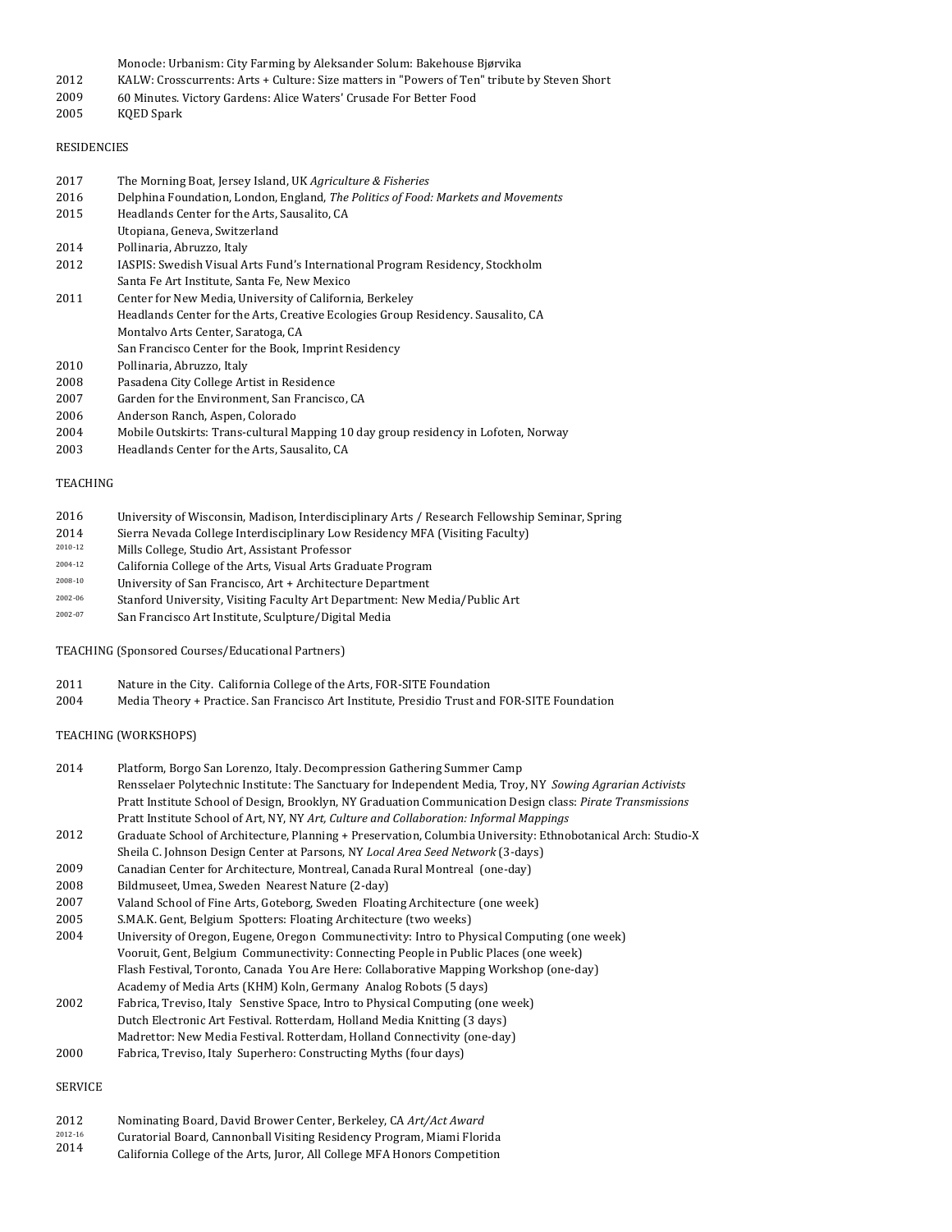Monocle: Urbanism: City Farming by Aleksander Solum: Bakehouse Bjørvika

2012 KALW: Crosscurrents: Arts + Culture: Size matters in "Powers of Ten" tribute by Steven Short

2009 60 Minutes. Victory Gardens: Alice Waters' Crusade For Better Food

2005 KQED Spark

RESIDENCIES

2017 The Morning Boat, Jersey Island, UK *Agriculture & Fisheries*

2016 Delphina Foundation, London, England, *The Politics of Food: Markets and Movements*

2015 Headlands Center for the Arts, Sausalito, CA

Utopiana, Geneva, Switzerland

2014 Pollinaria, Abruzzo, Italy

2012 IASPIS: Swedish Visual Arts Fund's International Program Residency, Stockholm

Santa Fe Art Institute, Santa Fe, New Mexico

2011 Center for New Media, University of California, Berkeley

Headlands Center for the Arts, Creative Ecologies Group Residency. Sausalito, CA

Montalvo Arts Center, Saratoga, CA

San Francisco Center for the Book, Imprint Residency

2010 Pollinaria, Abruzzo, Italy

2008 Pasadena City College Artist in Residence

2007 Garden for the Environment, San Francisco, CA

2006 Anderson Ranch, Aspen, Colorado

2004 Mobile Outskirts: Trans-cultural Mapping 10 day group residency in Lofoten, Norway

2003 Headlands Center for the Arts, Sausalito, CA

TEACHING

2016 University of Wisconsin, Madison, Interdisciplinary Arts / Research Fellowship Seminar, Spring

2014 Sierra Nevada College Interdisciplinary Low Residency MFA (Visiting Faculty)

2010-12 Mills College, Studio Art, Assistant Professor

2004-12 California College of the Arts, Visual Arts Graduate Program

2008-10 University of San Francisco, Art + Architecture Department

2002-06 Stanford University, Visiting Faculty Art Department: New Media/Public Art

2002-07 San Francisco Art Institute, Sculpture/Digital Media

TEACHING (Sponsored Courses/Educational Partners)

2011 Nature in the City. California College of the Arts, FOR-SITE Foundation

2004 Media Theory + Practice. San Francisco Art Institute, Presidio Trust and FOR-SITE Foundation

TEACHING (WORKSHOPS)

2014 Platform, Borgo San Lorenzo, Italy. Decompression Gathering Summer Camp

Rensselaer Polytechnic Institute: The Sanctuary for Independent Media, Troy, NY *Sowing Agrarian Activists*

Pratt Institute School of Design, Brooklyn, NY Graduation Communication Design class: *Pirate Transmissions*

Pratt Institute School of Art, NY, NY *Art, Culture and Collaboration: Informal Mappings*

2012 Graduate School of Architecture, Planning + Preservation, Columbia University: Ethnobotanical Arch: Studio-X

Sheila C. Johnson Design Center at Parsons, NY *Local Area Seed Network* (3-days)

2009 Canadian Center for Architecture, Montreal, Canada Rural Montreal (one-day)

2008 Bildmuseet, Umea, Sweden Nearest Nature (2-day)

2007 Valand School of Fine Arts, Goteborg, Sweden Floating Architecture (one week)

2005 S.MA.K. Gent, Belgium Spotters: Floating Architecture (two weeks)

2004 University of Oregon, Eugene, Oregon Communectivity: Intro to Physical Computing (one week)

Vooruit, Gent, Belgium Communectivity: Connecting People in Public Places (one week)

Flash Festival, Toronto, Canada You Are Here: Collaborative Mapping Workshop (one-day)

Academy of Media Arts (KHM) Koln, Germany Analog Robots (5 days)

2002 Fabrica, Treviso, Italy Senstive Space, Intro to Physical Computing (one week)

Dutch Electronic Art Festival. Rotterdam, Holland Media Knitting (3 days)

Madrettor: New Media Festival. Rotterdam, Holland Connectivity (one-day)

2000 Fabrica, Treviso, Italy Superhero: Constructing Myths (four days)

SERVICE

2012 Nominating Board, David Brower Center, Berkeley, CA *Art/Act Award*

2012-16 Curatorial Board, Cannonball Visiting Residency Program, Miami Florida

2014 California College of the Arts, Juror, All College MFA Honors Competition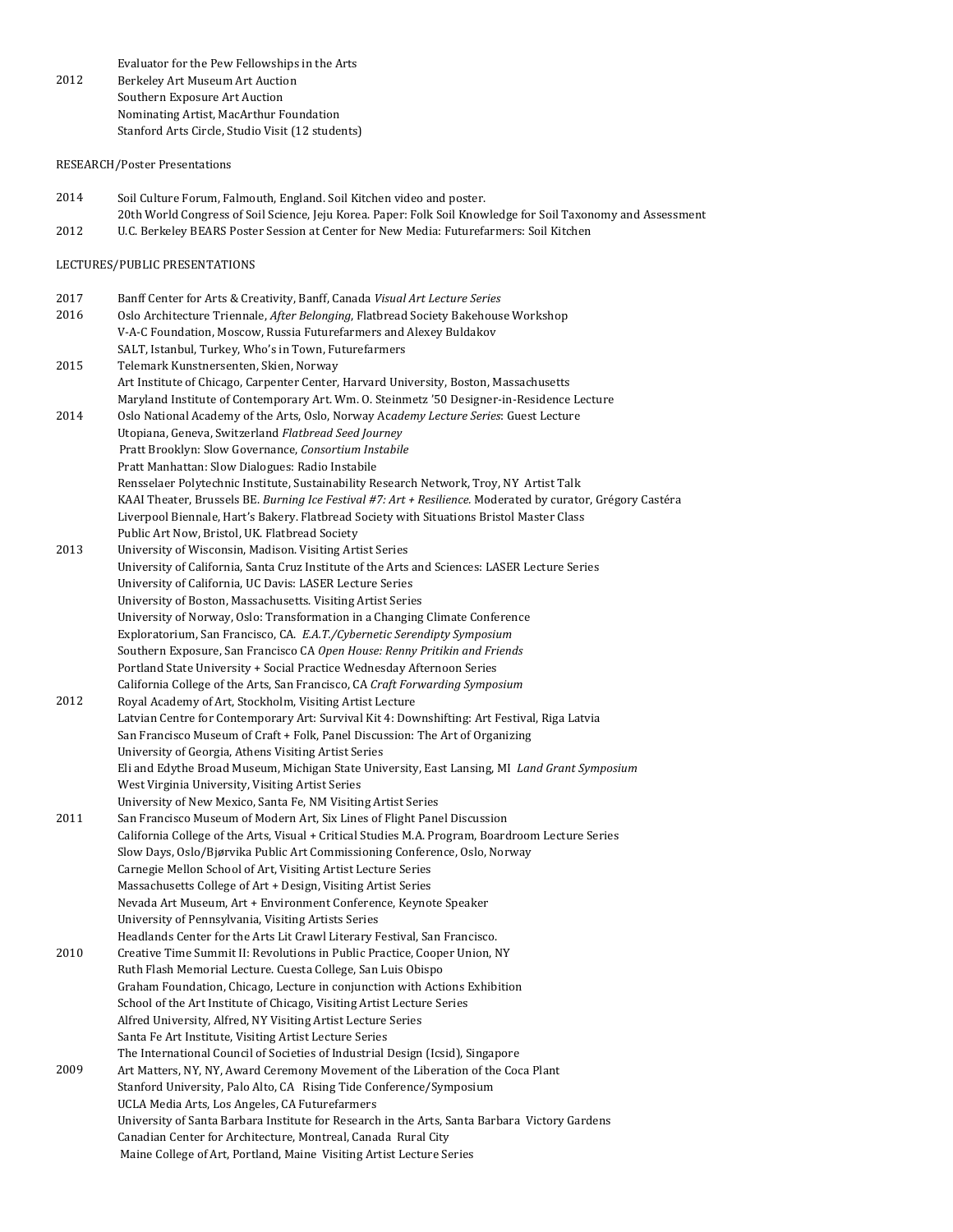Evaluator for the Pew Fellowships in the Arts

2012 Berkeley Art Museum Art Auction
Southern Exposure Art Auction
Nominating Artist, MacArthur Foundation
Stanford Arts Circle, Studio Visit (12 students)

RESEARCH/Poster Presentations

2014 Soil Culture Forum, Falmouth, England. Soil Kitchen video and poster.
20th World Congress of Soil Science, Jeju Korea. Paper: Folk Soil Knowledge for Soil Taxonomy and Assessment

2012 U.C. Berkeley BEARS Poster Session at Center for New Media: Futurefarmers: Soil Kitchen

LECTURES/PUBLIC PRESENTATIONS

2017 Banff Center for Arts & Creativity, Banff, Canada *Visual Art Lecture Series*

2016 Oslo Architecture Triennale, *After Belonging*, Flatbread Society Bakehouse Workshop
V-A-C Foundation, Moscow, Russia Futurefarmers and Alexey Buldakov
SALT, Istanbul, Turkey, Who's in Town, Futurefarmers

2015 Telemark Kunstnersenten, Skien, Norway
Art Institute of Chicago, Carpenter Center, Harvard University, Boston, Massachusetts
Maryland Institute of Contemporary Art. Wm. O. Steinmetz '50 Designer-in-Residence Lecture

2014 Oslo National Academy of the Arts, Oslo, Norway Ac*ademy Lecture Series*: Guest Lecture
Utopiana, Geneva, Switzerland *Flatbread Seed Journey*
Pratt Brooklyn: Slow Governance, *Consortium Instabile*
Pratt Manhattan: Slow Dialogues: Radio Instabile
Rensselaer Polytechnic Institute, Sustainability Research Network, Troy, NY Artist Talk
KAAI Theater, Brussels BE. *Burning Ice Festival #7: Art + Resilience.* Moderated by curator, Grégory Castéra
Liverpool Biennale, Hart's Bakery. Flatbread Society with Situations Bristol Master Class
Public Art Now, Bristol, UK. Flatbread Society

2013 University of Wisconsin, Madison. Visiting Artist Series
University of California, Santa Cruz Institute of the Arts and Sciences: LASER Lecture Series
University of California, UC Davis: LASER Lecture Series
University of Boston, Massachusetts. Visiting Artist Series
University of Norway, Oslo: Transformation in a Changing Climate Conference
Exploratorium, San Francisco, CA. *E.A.T./Cybernetic Serendipty Symposium*
Southern Exposure, San Francisco CA *Open House: Renny Pritikin and Friends*
Portland State University + Social Practice Wednesday Afternoon Series
California College of the Arts, San Francisco, CA *Craft Forwarding Symposium*

2012 Royal Academy of Art, Stockholm, Visiting Artist Lecture
Latvian Centre for Contemporary Art: Survival Kit 4: Downshifting: Art Festival, Riga Latvia
San Francisco Museum of Craft + Folk, Panel Discussion: The Art of Organizing
University of Georgia, Athens Visiting Artist Series
Eli and Edythe Broad Museum, Michigan State University, East Lansing, MI *Land Grant Symposium*
West Virginia University, Visiting Artist Series
University of New Mexico, Santa Fe, NM Visiting Artist Series

2011 San Francisco Museum of Modern Art, Six Lines of Flight Panel Discussion
California College of the Arts, Visual + Critical Studies M.A. Program, Boardroom Lecture Series
Slow Days, Oslo/Bjørvika Public Art Commissioning Conference, Oslo, Norway
Carnegie Mellon School of Art, Visiting Artist Lecture Series
Massachusetts College of Art + Design, Visiting Artist Series
Nevada Art Museum, Art + Environment Conference, Keynote Speaker
University of Pennsylvania, Visiting Artists Series
Headlands Center for the Arts Lit Crawl Literary Festival, San Francisco.

2010 Creative Time Summit II: Revolutions in Public Practice, Cooper Union, NY
Ruth Flash Memorial Lecture. Cuesta College, San Luis Obispo
Graham Foundation, Chicago, Lecture in conjunction with Actions Exhibition
School of the Art Institute of Chicago, Visiting Artist Lecture Series
Alfred University, Alfred, NY Visiting Artist Lecture Series
Santa Fe Art Institute, Visiting Artist Lecture Series
The International Council of Societies of Industrial Design (Icsid), Singapore

2009 Art Matters, NY, NY, Award Ceremony Movement of the Liberation of the Coca Plant
Stanford University, Palo Alto, CA Rising Tide Conference/Symposium
UCLA Media Arts, Los Angeles, CA Futurefarmers
University of Santa Barbara Institute for Research in the Arts, Santa Barbara Victory Gardens
Canadian Center for Architecture, Montreal, Canada Rural City
Maine College of Art, Portland, Maine Visiting Artist Lecture Series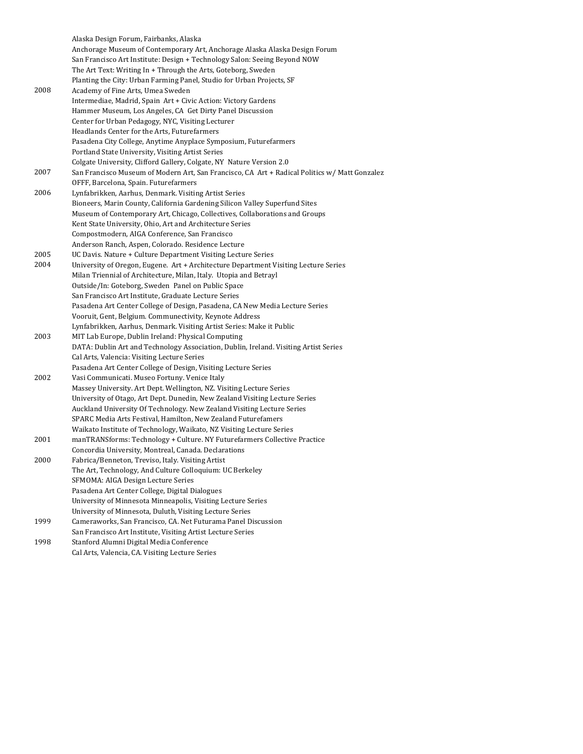| | |
|---|---|
| | Alaska Design Forum, Fairbanks, Alaska |
| | Anchorage Museum of Contemporary Art, Anchorage Alaska Alaska Design Forum |
| | San Francisco Art Institute: Design + Technology Salon: Seeing Beyond NOW |
| | The Art Text: Writing In + Through the Arts, Goteborg, Sweden |
| | Planting the City: Urban Farming Panel, Studio for Urban Projects, SF |
| 2008 | Academy of Fine Arts, Umea Sweden |
| | Intermediae, Madrid, Spain Art + Civic Action: Victory Gardens |
| | Hammer Museum, Los Angeles, CA Get Dirty Panel Discussion |
| | Center for Urban Pedagogy, NYC, Visiting Lecturer |
| | Headlands Center for the Arts, Futurefarmers |
| | Pasadena City College, Anytime Anyplace Symposium, Futurefarmers |
| | Portland State University, Visiting Artist Series |
| | Colgate University, Clifford Gallery, Colgate, NY Nature Version 2.0 |
| 2007 | San Francisco Museum of Modern Art, San Francisco, CA Art + Radical Politics w/ Matt Gonzalez |
| | OFFF, Barcelona, Spain. Futurefarmers |
| 2006 | Lynfabrikken, Aarhus, Denmark. Visiting Artist Series |
| | Bioneers, Marin County, California Gardening Silicon Valley Superfund Sites |
| | Museum of Contemporary Art, Chicago, Collectives, Collaborations and Groups |
| | Kent State University, Ohio, Art and Architecture Series |
| | Compostmodern, AIGA Conference, San Francisco |
| | Anderson Ranch, Aspen, Colorado. Residence Lecture |
| 2005 | UC Davis. Nature + Culture Department Visiting Lecture Series |
| 2004 | University of Oregon, Eugene. Art + Architecture Department Visiting Lecture Series |
| | Milan Triennial of Architecture, Milan, Italy. Utopia and Betrayl |
| | Outside/In: Goteborg, Sweden Panel on Public Space |
| | San Francisco Art Institute, Graduate Lecture Series |
| | Pasadena Art Center College of Design, Pasadena, CA New Media Lecture Series |
| | Vooruit, Gent, Belgium. Communectivity, Keynote Address |
| | Lynfabrikken, Aarhus, Denmark. Visiting Artist Series: Make it Public |
| 2003 | MIT Lab Europe, Dublin Ireland: Physical Computing |
| | DATA: Dublin Art and Technology Association, Dublin, Ireland. Visiting Artist Series |
| | Cal Arts, Valencia: Visiting Lecture Series |
| | Pasadena Art Center College of Design, Visiting Lecture Series |
| 2002 | Vasi Communicati. Museo Fortuny. Venice Italy |
| | Massey University. Art Dept. Wellington, NZ. Visiting Lecture Series |
| | University of Otago, Art Dept. Dunedin, New Zealand Visiting Lecture Series |
| | Auckland University Of Technology. New Zealand Visiting Lecture Series |
| | SPARC Media Arts Festival, Hamilton, New Zealand Futurefamers |
| | Waikato Institute of Technology, Waikato, NZ Visiting Lecture Series |
| 2001 | manTRANSforms: Technology + Culture. NY Futurefarmers Collective Practice |
| | Concordia University, Montreal, Canada. Declarations |
| 2000 | Fabrica/Benneton, Treviso, Italy. Visiting Artist |
| | The Art, Technology, And Culture Colloquium: UC Berkeley |
| | SFMOMA: AIGA Design Lecture Series |
| | Pasadena Art Center College, Digital Dialogues |
| | University of Minnesota Minneapolis, Visiting Lecture Series |
| | University of Minnesota, Duluth, Visiting Lecture Series |
| 1999 | Cameraworks, San Francisco, CA. Net Futurama Panel Discussion |
| | San Francisco Art Institute, Visiting Artist Lecture Series |
| 1998 | Stanford Alumni Digital Media Conference |
| | Cal Arts, Valencia, CA. Visiting Lecture Series |